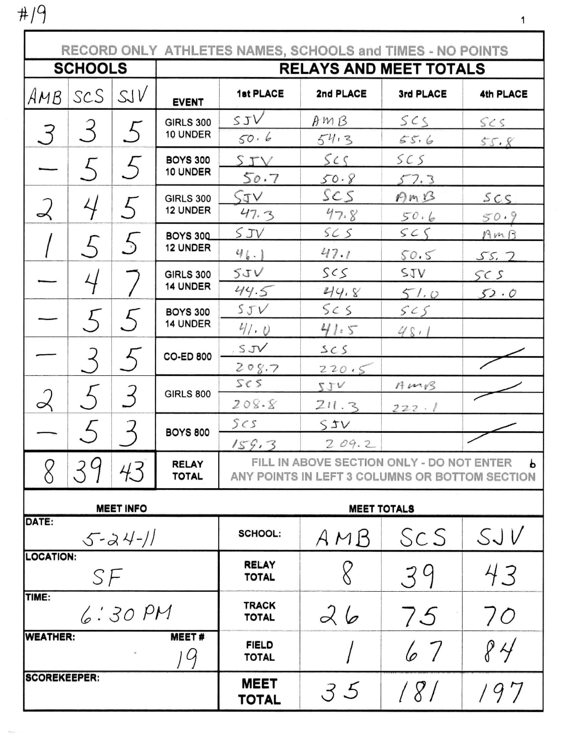#19

**RECORD ONLY ATHLETES NAMES, SCHOOLS and TIMES - NO POINTS**

| SCHOOLS | | | RELAYS AND MEET TOTALS | | | | |
|---|---|---|---|---|---|---|---|
| AMB | SCS | SJV | EVENT | 1st PLACE | 2nd PLACE | 3rd PLACE | 4th PLACE |
| 3 | 3 | 5 | GIRLS 300 10 UNDER | SJV 50.6 | AMB 54.3 | SCS 55.6 | SCS 55.8 |
| — | 5 | 5 | BOYS 300 10 UNDER | SJV 50.7 | SCS 50.8 | SCS 57.3 | |
| 2 | 4 | 5 | GIRLS 300 12 UNDER | SJV 47.3 | SCS 47.8 | AMB 50.6 | SCS 50.9 |
| 1 | 5 | 5 | BOYS 300 12 UNDER | SJV 46.1 | SCS 47.1 | SCS 50.5 | AMB 55.7 |
| — | 4 | 7 | GIRLS 300 14 UNDER | SJV 44.5 | SCS 44.8 | SJV 51.0 | SCS 52.0 |
| — | 5 | 5 | BOYS 300 14 UNDER | SJV 41.0 | SCS 41.5 | SCS 48.1 | |
| — | 3 | 5 | CO-ED 800 | SJV 208.7 | SCS 220.5 | | |
| 2 | 5 | 3 | GIRLS 800 | SCS 208.8 | SJV 211.3 | AMB 222.1 | |
| — | 5 | 3 | BOYS 800 | SCS 159.3 | SJV 209.2 | | |
| 8 | 39 | 43 | RELAY TOTAL | FILL IN ABOVE SECTION ONLY - DO NOT ENTER ANY POINTS IN LEFT 3 COLUMNS OR BOTTOM SECTION | | | |

| MEET INFO | MEET TOTALS | | | |
|---|---|---|---|---|
| DATE: 5-24-11 | SCHOOL: | AMB | SCS | SJV |
| LOCATION: SF | RELAY TOTAL | 8 | 39 | 43 |
| TIME: 6:30 PM | TRACK TOTAL | 26 | 75 | 70 |
| WEATHER: / MEET # 19 | FIELD TOTAL | 1 | 67 | 84 |
| SCOREKEEPER: | **MEET TOTAL** | 35 | 181 | 197 |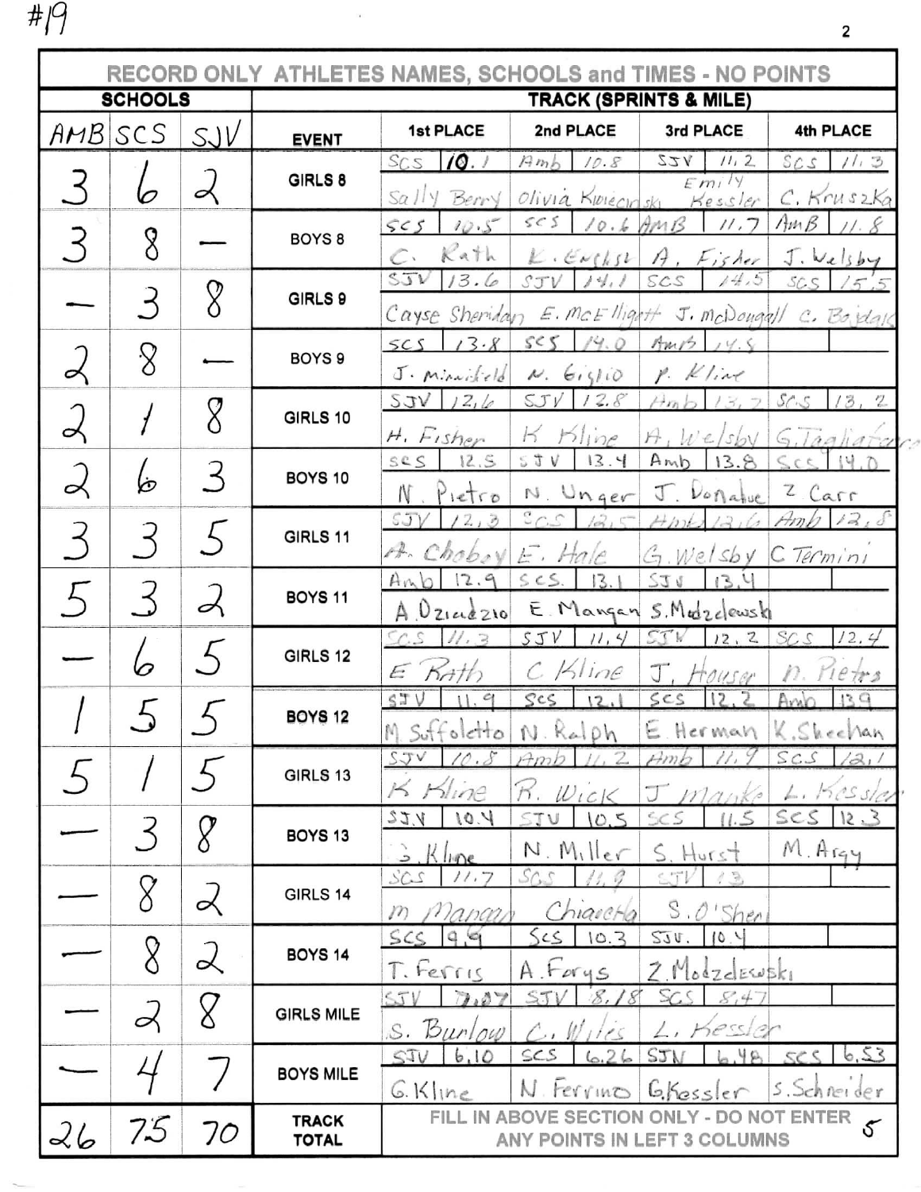#19

| RECORD ONLY ATHLETES NAMES, SCHOOLS and TIMES - NO POINTS | | | | | | | |
|---|---|---|---|---|---|---|---|
| **SCHOOLS** | | | **TRACK (SPRINTS & MILE)** | | | | |
| AMB | SCS | SJV | EVENT | 1st PLACE | 2nd PLACE | 3rd PLACE | 4th PLACE |
| 3 | 6 | 2 | GIRLS 8 | SCS 10.1 Sally Berry | Amb 10.8 Olivia Kwiecinski | SJV 11.2 Emily Kessler | SCS 11.3 C. Kruszka |
| 3 | 8 | — | BOYS 8 | SCS 10.5 C. Rath | SCS 10.6 K. Enckse | AMB 11.7 A. Fisher | AmB 11.8 J. Welsby |
| — | 3 | 8 | GIRLS 9 | SJV 13.6 Cayse Sheridan | SJV 14.1 E. McElligott | SCS 14.5 J. McDougall | SCS 15.5 C. Bajdak |
| 2 | 8 | — | BOYS 9 | SCS 13.8 J. Minnifield | SCS 14.0 N. Giglio | Amb 14.5 P. Kline | |
| 2 | 1 | 8 | GIRLS 10 | SJV 12.6 H. Fisher | SJV 12.8 K Kline | Amb 13.2 A. Welsby | SCS 13.2 G. Tagliaferro |
| 2 | 6 | 3 | BOYS 10 | SCS 12.5 N. Pietro | SJV 13.4 N. Unger | Amb 13.8 J. Donahue | SCS 14.0 Z Carr |
| 3 | 3 | 5 | GIRLS 11 | SJV 12.3 A. Chobey | SCS 12.5 E. Hale | Amb 12.6 G. Welsby | Amb 12.8 C Termini |
| 5 | 3 | 2 | BOYS 11 | Amb 12.9 A Dziadzio | SCS 13.1 E. Mangan | SJV 13.4 S. Modzelewski | |
| — | 6 | 5 | GIRLS 12 | SCS 11.3 E Rath | SJV 11.4 C Kline | SJV 12.2 J. Houser | SCS 12.4 N. Pietro |
| 1 | 5 | 5 | BOYS 12 | SJV 11.9 M Suffoletto | SCS 12.1 N. Ralph | SCS 12.2 E. Herman | Amb 13.9 K. Sheehan |
| 5 | 1 | 5 | GIRLS 13 | SJV 10.8 K Kline | Amb 11.2 R. Wick | Amb 11.9 J Manko | SCS 12.1 L. Kessler |
| — | 3 | 8 | BOYS 13 | SJV 10.4 J. Kline | SJV 10.5 N. Miller | SCS 11.5 S. Hurst | SCS 12.3 M. Argy |
| — | 8 | 2 | GIRLS 14 | SCS 11.7 M Mangan | SCS 11.9 Chiarella | SJV 13 S. O'Shea | |
| — | 8 | 2 | BOYS 14 | SCS 9.9 T. Ferris | SCS 10.3 A. Forys | SJV. 10.4 Z. Modzelewski | |
| — | 2 | 8 | GIRLS MILE | SJV 7.07 S. Burlow | SJV 8.18 C. Wiles | SCS 8.47 L. Kessler | |
| — | 4 | 7 | BOYS MILE | SJV 6.10 G. Kline | SCS 6.26 N Ferrino | SJV 6.48 G. Kessler | SCS 6.53 S. Schneider |
| 26 | 75 | 70 | TRACK TOTAL | FILL IN ABOVE SECTION ONLY - DO NOT ENTER ANY POINTS IN LEFT 3 COLUMNS | | | 5 |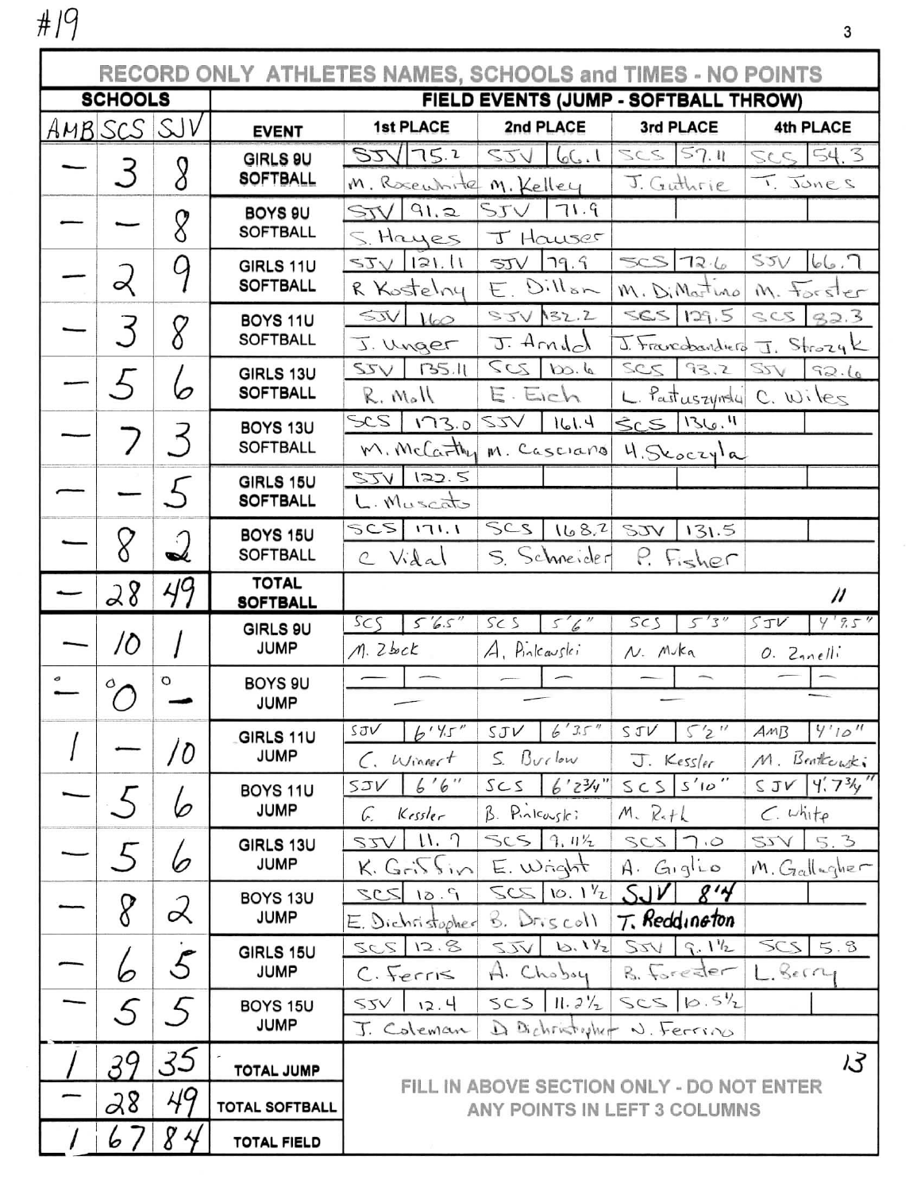#19

RECORD ONLY ATHLETES NAMES, SCHOOLS and TIMES - NO POINTS

| SCHOOLS | | | FIELD EVENTS (JUMP - SOFTBALL THROW) | | | | |
|---|---|---|---|---|---|---|---|
| AMB | SCS | SJV | EVENT | 1st PLACE | 2nd PLACE | 3rd PLACE | 4th PLACE |
| — | 3 | 8 | GIRLS 9U SOFTBALL | SJV 75.2 M. Rosewhite | SJV 66.1 M. Kelley | SCS 57.11 J. Guthrie | SCS 54.3 T. Jones |
| — | — | 8 | BOYS 9U SOFTBALL | SJV 91.2 S. Hayes | SJV 71.9 J Hauser | | |
| — | 2 | 9 | GIRLS 11U SOFTBALL | SJV 121.11 R Kostelny | SJV 79.9 E. Dillon | SCS 72.6 M. DiMartino | SJV 66.7 M. Forster |
| — | 3 | 8 | BOYS 11U SOFTBALL | SJV 160 J. Unger | SJV 132.2 J. Arnold | SCS 129.5 J. Francobandiero | SCS 82.3 J. Strozyk |
| — | 5 | 6 | GIRLS 13U SOFTBALL | SJV 135.11 R. Moll | SCS 100.6 E. Eich | SCS 93.2 L. Pastuszynski | SJV 92.6 C. Wiles |
| — | 7 | 3 | BOYS 13U SOFTBALL | SCS 173.0 M. McCarthy | SJV 161.4 M. Casciano | SCS 136.11 H. Skoczyla | |
| — | — | 5 | GIRLS 15U SOFTBALL | SJV 122.5 L. Muscato | | | |
| — | 8 | 2 | BOYS 15U SOFTBALL | SCS 171.1 C Vidal | SCS 168.2 S. Schneider | SJV 131.5 P. Fisher | |
| — | 28 | 49 | TOTAL SOFTBALL | | | | 11 |
| — | 10 | 1 | GIRLS 9U JUMP | SCS 5'6.5" M. Zbock | SCS 5'6" A. Pinkowski | SCS 5'3" N. Muka | SJV 4'9.5" O. Zanelli |
| — | 0 | — | BOYS 9U JUMP | — | — | — | — |
| 1 | — | 10 | GIRLS 11U JUMP | SJV 6'4.5" C. Winnert | SJV 6'3.5" S. Burlow | SJV 5'2" J. Kessler | AMB 4'10" M. Bentkowski |
| — | 5 | 6 | BOYS 11U JUMP | SJV 6'6" G. Kessler | SCS 6'2¾" B. Pinkowski | SCS 5'10" M. Roth | SJV 4'7¾" C. White |
| — | 5 | 6 | GIRLS 13U JUMP | SJV 11.7 K. Griffin | SCS 9.11½ E. Wright | SCS 7.0 A. Giglio | SJV 5.3 M. Gallagher |
| — | 8 | 2 | BOYS 13U JUMP | SCS 10.9 E. Dichristopher | SCS 10.1½ B. Driscoll | SJV 8'4 T. Reddington | |
| — | 6 | 5 | GIRLS 15U JUMP | SCS 12.8 C. Ferris | SJV 10.1½ A. Choboy | SJV 9.1½ B. Forester | SCS 5.8 L. Berry |
| — | 5 | 5 | BOYS 15U JUMP | SJV 12.4 J. Coleman | SCS 11.2½ D Dichristopher | SCS 10.5½ N. Ferrino | |
| 1 | 39 | 35 | TOTAL JUMP | | | | 13 |
| — | 28 | 49 | TOTAL SOFTBALL | FILL IN ABOVE SECTION ONLY - DO NOT ENTER ANY POINTS IN LEFT 3 COLUMNS | | | |
| 1 | 67 | 84 | TOTAL FIELD | | | | |